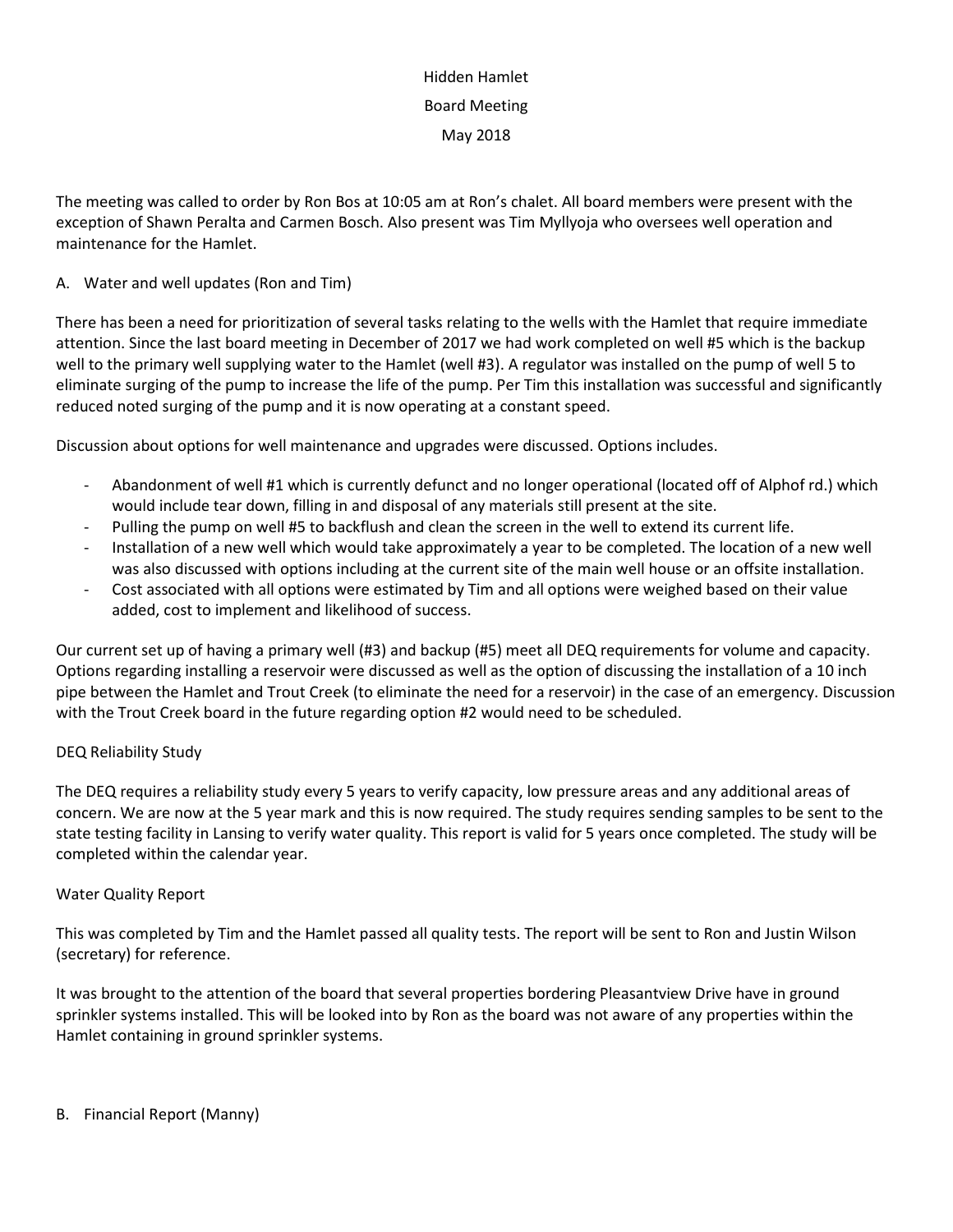Hidden Hamlet

Board Meeting

May 2018

The meeting was called to order by Ron Bos at 10:05 am at Ron's chalet. All board members were present with the exception of Shawn Peralta and Carmen Bosch. Also present was Tim Myllyoja who oversees well operation and maintenance for the Hamlet.

A. Water and well updates (Ron and Tim)

There has been a need for prioritization of several tasks relating to the wells with the Hamlet that require immediate attention. Since the last board meeting in December of 2017 we had work completed on well #5 which is the backup well to the primary well supplying water to the Hamlet (well #3). A regulator was installed on the pump of well 5 to eliminate surging of the pump to increase the life of the pump. Per Tim this installation was successful and significantly reduced noted surging of the pump and it is now operating at a constant speed.

Discussion about options for well maintenance and upgrades were discussed. Options includes.

- Abandonment of well #1 which is currently defunct and no longer operational (located off of Alphof rd.) which would include tear down, filling in and disposal of any materials still present at the site.
- Pulling the pump on well #5 to backflush and clean the screen in the well to extend its current life.
- Installation of a new well which would take approximately a year to be completed. The location of a new well was also discussed with options including at the current site of the main well house or an offsite installation.
- Cost associated with all options were estimated by Tim and all options were weighed based on their value added, cost to implement and likelihood of success.

Our current set up of having a primary well (#3) and backup (#5) meet all DEQ requirements for volume and capacity. Options regarding installing a reservoir were discussed as well as the option of discussing the installation of a 10 inch pipe between the Hamlet and Trout Creek (to eliminate the need for a reservoir) in the case of an emergency. Discussion with the Trout Creek board in the future regarding option #2 would need to be scheduled.

DEQ Reliability Study

The DEQ requires a reliability study every 5 years to verify capacity, low pressure areas and any additional areas of concern. We are now at the 5 year mark and this is now required. The study requires sending samples to be sent to the state testing facility in Lansing to verify water quality. This report is valid for 5 years once completed. The study will be completed within the calendar year.

Water Quality Report

This was completed by Tim and the Hamlet passed all quality tests. The report will be sent to Ron and Justin Wilson (secretary) for reference.

It was brought to the attention of the board that several properties bordering Pleasantview Drive have in ground sprinkler systems installed. This will be looked into by Ron as the board was not aware of any properties within the Hamlet containing in ground sprinkler systems.

B. Financial Report (Manny)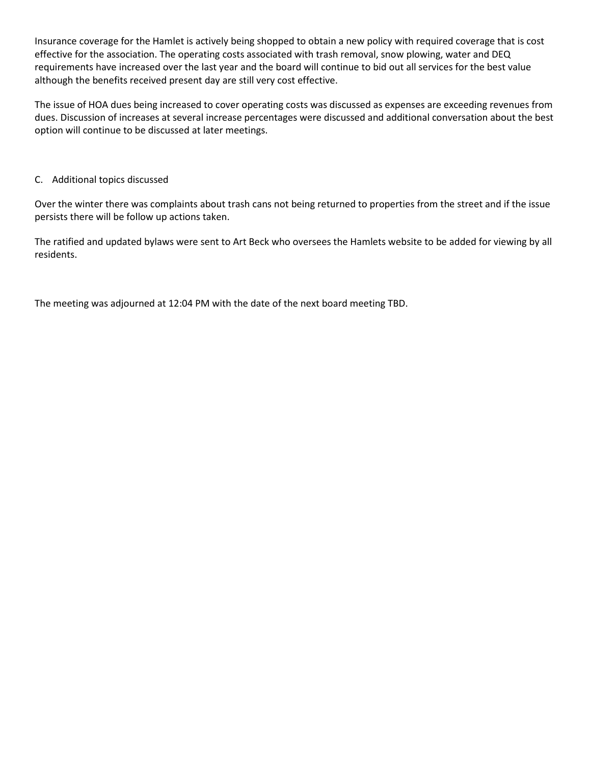Insurance coverage for the Hamlet is actively being shopped to obtain a new policy with required coverage that is cost effective for the association. The operating costs associated with trash removal, snow plowing, water and DEQ requirements have increased over the last year and the board will continue to bid out all services for the best value although the benefits received present day are still very cost effective.

The issue of HOA dues being increased to cover operating costs was discussed as expenses are exceeding revenues from dues. Discussion of increases at several increase percentages were discussed and additional conversation about the best option will continue to be discussed at later meetings.

C. Additional topics discussed

Over the winter there was complaints about trash cans not being returned to properties from the street and if the issue persists there will be follow up actions taken.

The ratified and updated bylaws were sent to Art Beck who oversees the Hamlets website to be added for viewing by all residents.

The meeting was adjourned at 12:04 PM with the date of the next board meeting TBD.